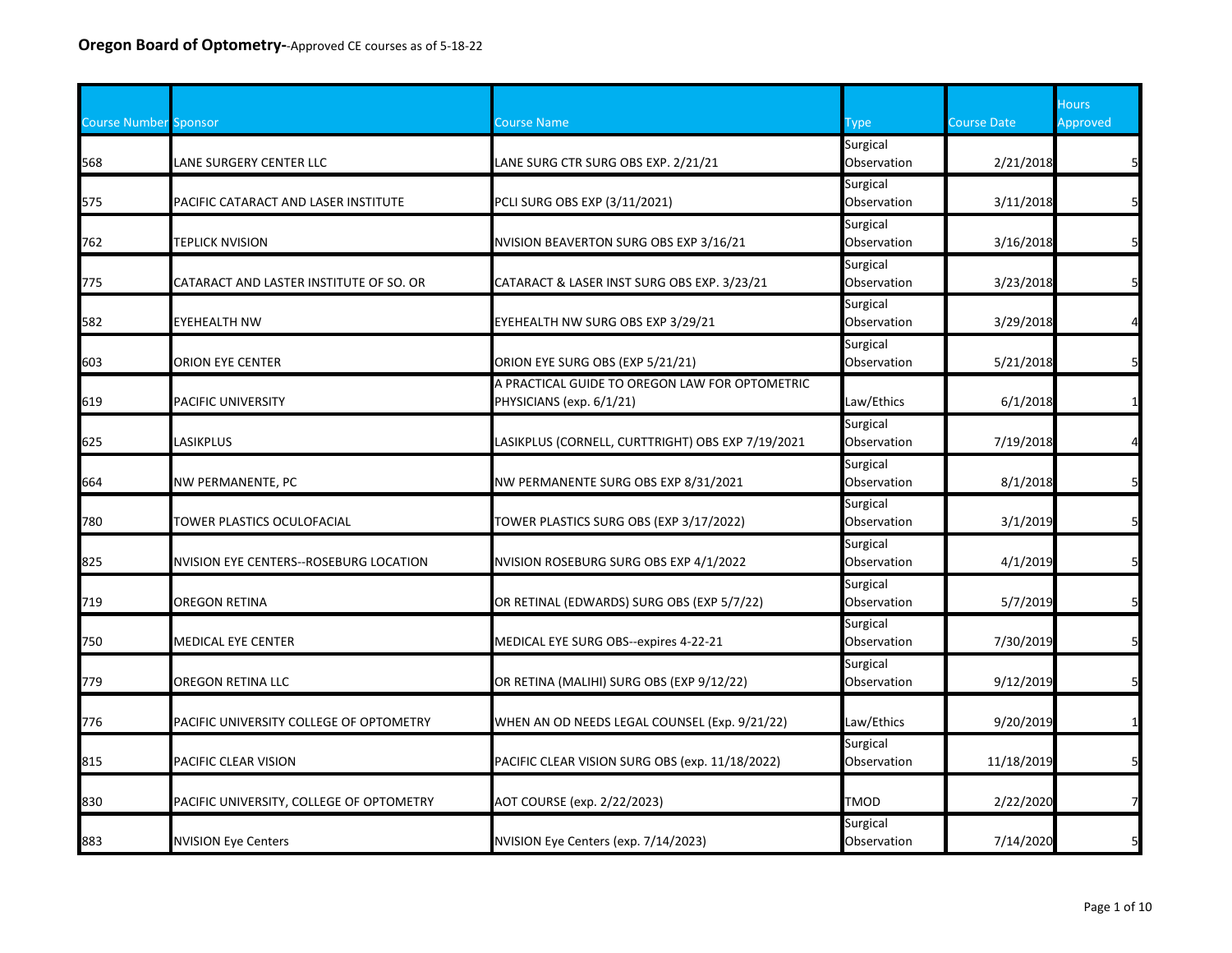**Oregon Board of Optometry-**-Approved CE courses as of 5-18-22

| Course Number | Sponsor | Course Name | Type | Course Date | Hours Approved |
|---|---|---|---|---|---|
| 568 | LANE SURGERY CENTER LLC | LANE SURG CTR SURG OBS EXP. 2/21/21 | Surgical Observation | 2/21/2018 | 5 |
| 575 | PACIFIC CATARACT AND LASER INSTITUTE | PCLI SURG OBS EXP (3/11/2021) | Surgical Observation | 3/11/2018 | 5 |
| 762 | TEPLICK NVISION | NVISION BEAVERTON SURG OBS EXP 3/16/21 | Surgical Observation | 3/16/2018 | 5 |
| 775 | CATARACT AND LASTER INSTITUTE OF SO. OR | CATARACT & LASER INST SURG OBS EXP. 3/23/21 | Surgical Observation | 3/23/2018 | 5 |
| 582 | EYEHEALTH NW | EYEHEALTH NW SURG OBS EXP 3/29/21 | Surgical Observation | 3/29/2018 | 4 |
| 603 | ORION EYE CENTER | ORION EYE SURG OBS (EXP 5/21/21) | Surgical Observation | 5/21/2018 | 5 |
| 619 | PACIFIC UNIVERSITY | A PRACTICAL GUIDE TO OREGON LAW FOR OPTOMETRIC PHYSICIANS (exp. 6/1/21) | Law/Ethics | 6/1/2018 | 1 |
| 625 | LASIKPLUS | LASIKPLUS (CORNELL, CURTTRIGHT) OBS EXP 7/19/2021 | Surgical Observation | 7/19/2018 | 4 |
| 664 | NW PERMANENTE, PC | NW PERMANENTE SURG OBS EXP 8/31/2021 | Surgical Observation | 8/1/2018 | 5 |
| 780 | TOWER PLASTICS OCULOFACIAL | TOWER PLASTICS SURG OBS (EXP 3/17/2022) | Surgical Observation | 3/1/2019 | 5 |
| 825 | NVISION EYE CENTERS--ROSEBURG LOCATION | NVISION ROSEBURG SURG OBS EXP 4/1/2022 | Surgical Observation | 4/1/2019 | 5 |
| 719 | OREGON RETINA | OR RETINAL (EDWARDS) SURG OBS (EXP 5/7/22) | Surgical Observation | 5/7/2019 | 5 |
| 750 | MEDICAL EYE CENTER | MEDICAL EYE SURG OBS--expires 4-22-21 | Surgical Observation | 7/30/2019 | 5 |
| 779 | OREGON RETINA LLC | OR RETINA (MALIHI) SURG OBS (EXP 9/12/22) | Surgical Observation | 9/12/2019 | 5 |
| 776 | PACIFIC UNIVERSITY COLLEGE OF OPTOMETRY | WHEN AN OD NEEDS LEGAL COUNSEL (Exp. 9/21/22) | Law/Ethics | 9/20/2019 | 1 |
| 815 | PACIFIC CLEAR VISION | PACIFIC CLEAR VISION SURG OBS (exp. 11/18/2022) | Surgical Observation | 11/18/2019 | 5 |
| 830 | PACIFIC UNIVERSITY, COLLEGE OF OPTOMETRY | AOT COURSE (exp. 2/22/2023) | TMOD | 2/22/2020 | 7 |
| 883 | NVISION Eye Centers | NVISION Eye Centers (exp. 7/14/2023) | Surgical Observation | 7/14/2020 | 5 |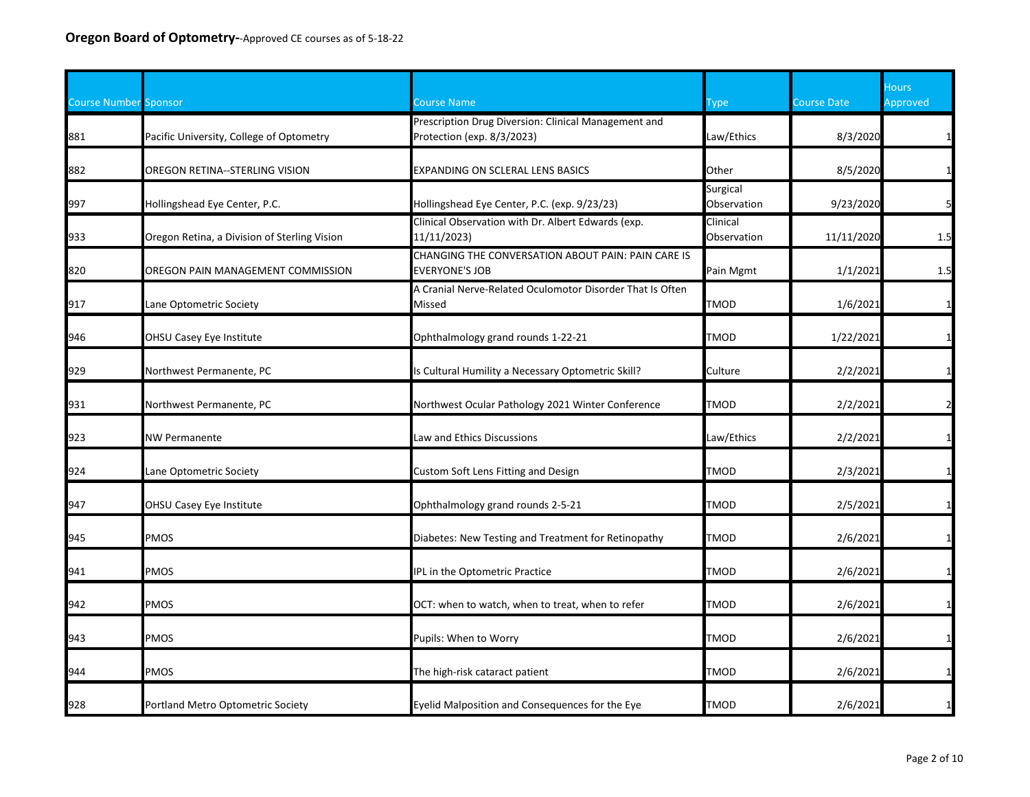**Oregon Board of Optometry**--Approved CE courses as of 5-18-22

| Course Number | Sponsor | Course Name | Type | Course Date | Hours Approved |
|---|---|---|---|---|---|
| 881 | Pacific University, College of Optometry | Prescription Drug Diversion: Clinical Management and Protection (exp. 8/3/2023) | Law/Ethics | 8/3/2020 | 1 |
| 882 | OREGON RETINA--STERLING VISION | EXPANDING ON SCLERAL LENS BASICS | Other | 8/5/2020 | 1 |
| 997 | Hollingshead Eye Center, P.C. | Hollingshead Eye Center, P.C. (exp. 9/23/23) | Surgical Observation | 9/23/2020 | 5 |
| 933 | Oregon Retina, a Division of Sterling Vision | Clinical Observation with Dr. Albert Edwards (exp. 11/11/2023) | Clinical Observation | 11/11/2020 | 1.5 |
| 820 | OREGON PAIN MANAGEMENT COMMISSION | CHANGING THE CONVERSATION ABOUT PAIN: PAIN CARE IS EVERYONE'S JOB | Pain Mgmt | 1/1/2021 | 1.5 |
| 917 | Lane Optometric Society | A Cranial Nerve-Related Oculomotor Disorder That Is Often Missed | TMOD | 1/6/2021 | 1 |
| 946 | OHSU Casey Eye Institute | Ophthalmology grand rounds 1-22-21 | TMOD | 1/22/2021 | 1 |
| 929 | Northwest Permanente, PC | Is Cultural Humility a Necessary Optometric Skill? | Culture | 2/2/2021 | 1 |
| 931 | Northwest Permanente, PC | Northwest Ocular Pathology 2021 Winter Conference | TMOD | 2/2/2021 | 2 |
| 923 | NW Permanente | Law and Ethics Discussions | Law/Ethics | 2/2/2021 | 1 |
| 924 | Lane Optometric Society | Custom Soft Lens Fitting and Design | TMOD | 2/3/2021 | 1 |
| 947 | OHSU Casey Eye Institute | Ophthalmology grand rounds 2-5-21 | TMOD | 2/5/2021 | 1 |
| 945 | PMOS | Diabetes: New Testing and Treatment for Retinopathy | TMOD | 2/6/2021 | 1 |
| 941 | PMOS | IPL in the Optometric Practice | TMOD | 2/6/2021 | 1 |
| 942 | PMOS | OCT: when to watch, when to treat, when to refer | TMOD | 2/6/2021 | 1 |
| 943 | PMOS | Pupils: When to Worry | TMOD | 2/6/2021 | 1 |
| 944 | PMOS | The high-risk cataract patient | TMOD | 2/6/2021 | 1 |
| 928 | Portland Metro Optometric Society | Eyelid Malposition and Consequences for the Eye | TMOD | 2/6/2021 | 1 |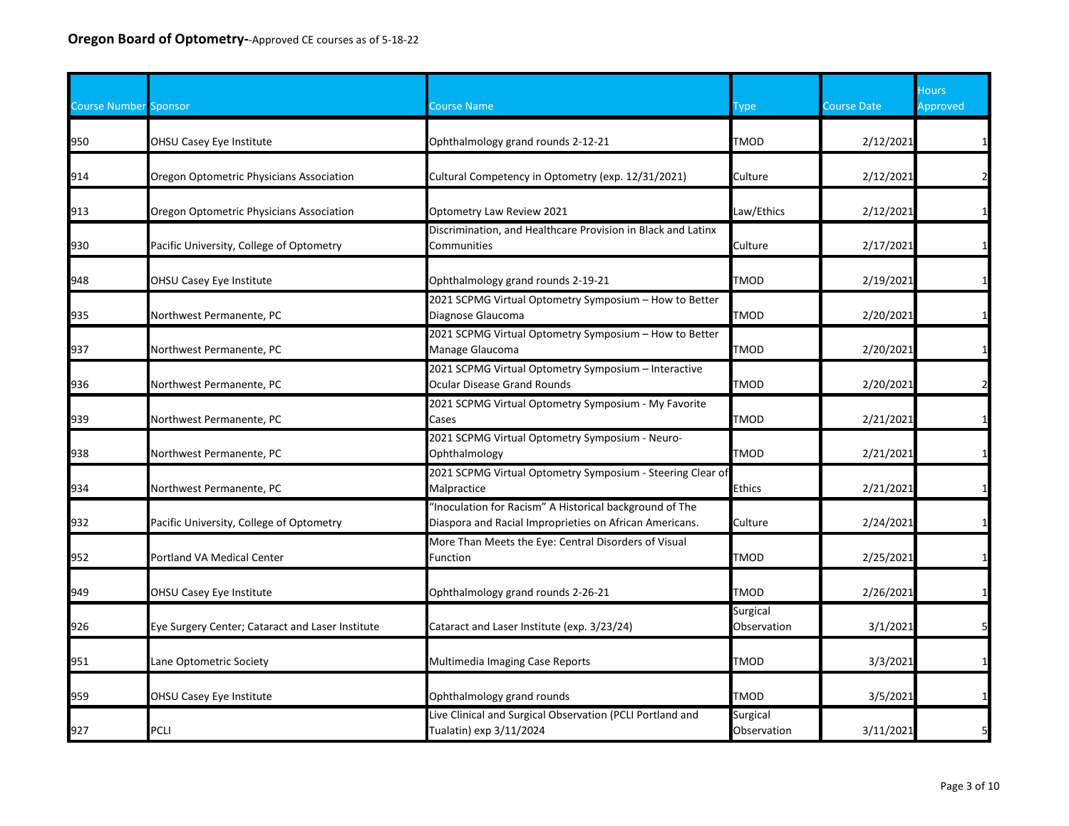**Oregon Board of Optometry**--Approved CE courses as of 5-18-22

| Course Number | Sponsor | Course Name | Type | Course Date | Hours Approved |
|---|---|---|---|---|---|
| 950 | OHSU Casey Eye Institute | Ophthalmology grand rounds 2-12-21 | TMOD | 2/12/2021 | 1 |
| 914 | Oregon Optometric Physicians Association | Cultural Competency in Optometry (exp. 12/31/2021) | Culture | 2/12/2021 | 2 |
| 913 | Oregon Optometric Physicians Association | Optometry Law Review 2021 | Law/Ethics | 2/12/2021 | 1 |
| 930 | Pacific University, College of Optometry | Discrimination, and Healthcare Provision in Black and Latinx Communities | Culture | 2/17/2021 | 1 |
| 948 | OHSU Casey Eye Institute | Ophthalmology grand rounds 2-19-21 | TMOD | 2/19/2021 | 1 |
| 935 | Northwest Permanente, PC | 2021 SCPMG Virtual Optometry Symposium – How to Better Diagnose Glaucoma | TMOD | 2/20/2021 | 1 |
| 937 | Northwest Permanente, PC | 2021 SCPMG Virtual Optometry Symposium – How to Better Manage Glaucoma | TMOD | 2/20/2021 | 1 |
| 936 | Northwest Permanente, PC | 2021 SCPMG Virtual Optometry Symposium – Interactive Ocular Disease Grand Rounds | TMOD | 2/20/2021 | 2 |
| 939 | Northwest Permanente, PC | 2021 SCPMG Virtual Optometry Symposium - My Favorite Cases | TMOD | 2/21/2021 | 1 |
| 938 | Northwest Permanente, PC | 2021 SCPMG Virtual Optometry Symposium - Neuro-Ophthalmology | TMOD | 2/21/2021 | 1 |
| 934 | Northwest Permanente, PC | 2021 SCPMG Virtual Optometry Symposium - Steering Clear of Malpractice | Ethics | 2/21/2021 | 1 |
| 932 | Pacific University, College of Optometry | "Inoculation for Racism" A Historical background of The Diaspora and Racial Improprieties on African Americans. | Culture | 2/24/2021 | 1 |
| 952 | Portland VA Medical Center | More Than Meets the Eye: Central Disorders of Visual Function | TMOD | 2/25/2021 | 1 |
| 949 | OHSU Casey Eye Institute | Ophthalmology grand rounds 2-26-21 | TMOD | 2/26/2021 | 1 |
| 926 | Eye Surgery Center; Cataract and Laser Institute | Cataract and Laser Institute (exp. 3/23/24) | Surgical Observation | 3/1/2021 | 5 |
| 951 | Lane Optometric Society | Multimedia Imaging Case Reports | TMOD | 3/3/2021 | 1 |
| 959 | OHSU Casey Eye Institute | Ophthalmology grand rounds | TMOD | 3/5/2021 | 1 |
| 927 | PCLI | Live Clinical and Surgical Observation (PCLI Portland and Tualatin) exp 3/11/2024 | Surgical Observation | 3/11/2021 | 5 |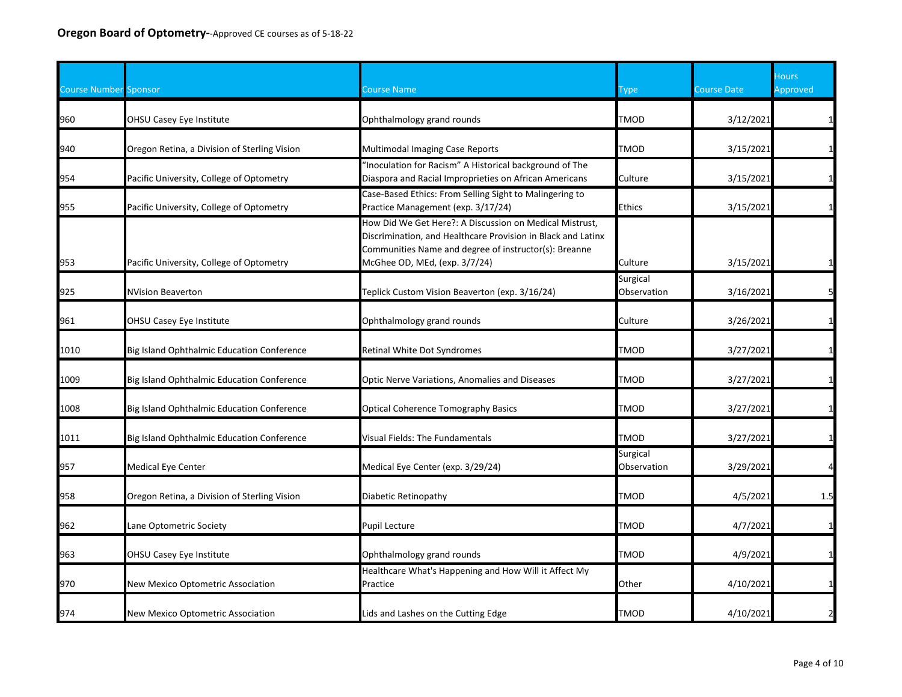**Oregon Board of Optometry-**-Approved CE courses as of 5-18-22

| Course Number | Sponsor | Course Name | Type | Course Date | Hours Approved |
|---|---|---|---|---|---|
| 960 | OHSU Casey Eye Institute | Ophthalmology grand rounds | TMOD | 3/12/2021 | 1 |
| 940 | Oregon Retina, a Division of Sterling Vision | Multimodal Imaging Case Reports | TMOD | 3/15/2021 | 1 |
| 954 | Pacific University, College of Optometry | "Inoculation for Racism" A Historical background of The Diaspora and Racial Improprieties on African Americans | Culture | 3/15/2021 | 1 |
| 955 | Pacific University, College of Optometry | Case-Based Ethics: From Selling Sight to Malingering to Practice Management (exp. 3/17/24) | Ethics | 3/15/2021 | 1 |
| 953 | Pacific University, College of Optometry | How Did We Get Here?: A Discussion on Medical Mistrust, Discrimination, and Healthcare Provision in Black and Latinx Communities Name and degree of instructor(s): Breanne McGhee OD, MEd, (exp. 3/7/24) | Culture | 3/15/2021 | 1 |
| 925 | NVision Beaverton | Teplick Custom Vision Beaverton (exp. 3/16/24) | Surgical Observation | 3/16/2021 | 5 |
| 961 | OHSU Casey Eye Institute | Ophthalmology grand rounds | Culture | 3/26/2021 | 1 |
| 1010 | Big Island Ophthalmic Education Conference | Retinal White Dot Syndromes | TMOD | 3/27/2021 | 1 |
| 1009 | Big Island Ophthalmic Education Conference | Optic Nerve Variations, Anomalies and Diseases | TMOD | 3/27/2021 | 1 |
| 1008 | Big Island Ophthalmic Education Conference | Optical Coherence Tomography Basics | TMOD | 3/27/2021 | 1 |
| 1011 | Big Island Ophthalmic Education Conference | Visual Fields: The Fundamentals | TMOD | 3/27/2021 | 1 |
| 957 | Medical Eye Center | Medical Eye Center (exp. 3/29/24) | Surgical Observation | 3/29/2021 | 4 |
| 958 | Oregon Retina, a Division of Sterling Vision | Diabetic Retinopathy | TMOD | 4/5/2021 | 1.5 |
| 962 | Lane Optometric Society | Pupil Lecture | TMOD | 4/7/2021 | 1 |
| 963 | OHSU Casey Eye Institute | Ophthalmology grand rounds | TMOD | 4/9/2021 | 1 |
| 970 | New Mexico Optometric Association | Healthcare What's Happening and How Will it Affect My Practice | Other | 4/10/2021 | 1 |
| 974 | New Mexico Optometric Association | Lids and Lashes on the Cutting Edge | TMOD | 4/10/2021 | 2 |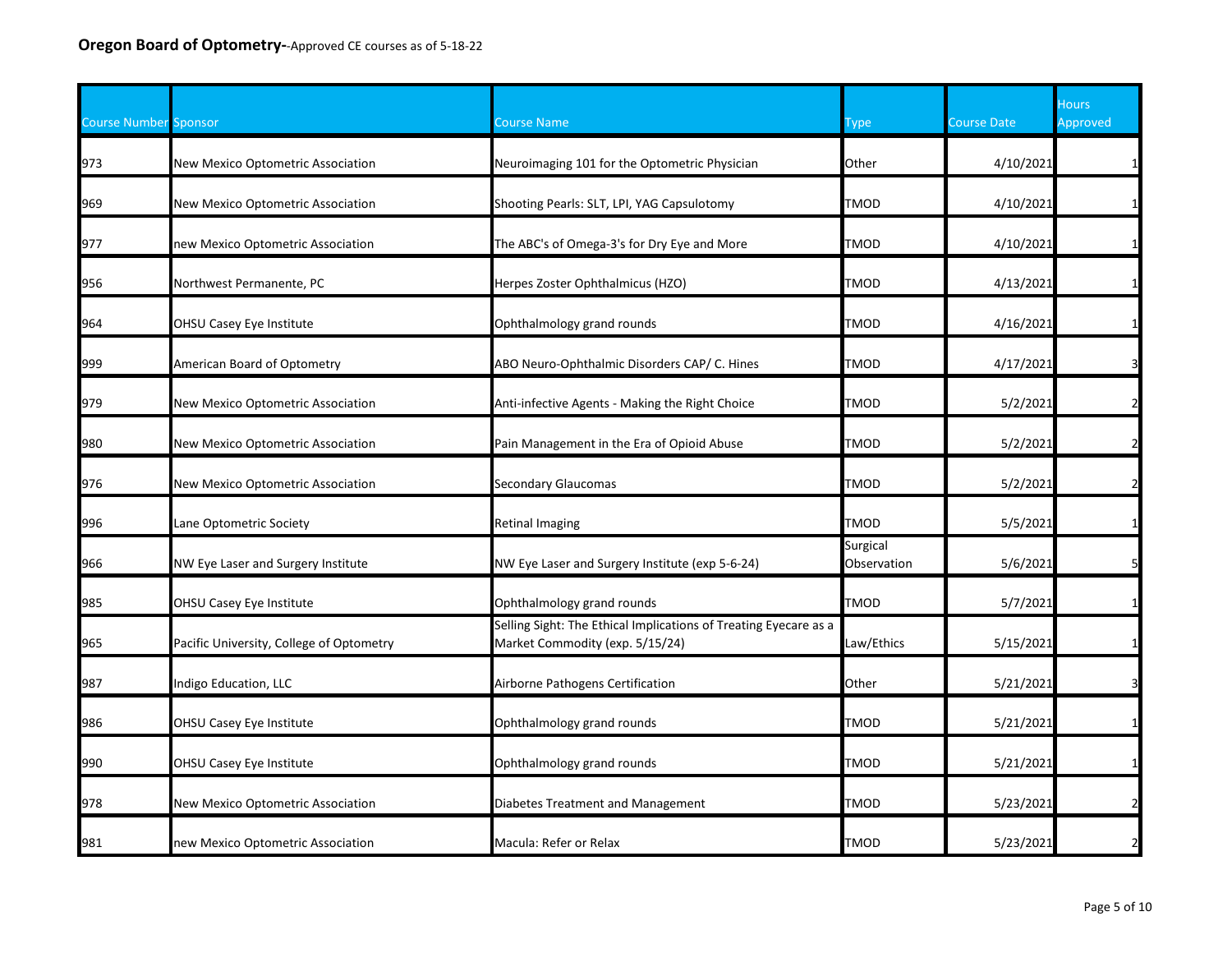**Oregon Board of Optometry-**-Approved CE courses as of 5-18-22

| Course Number | Sponsor | Course Name | Type | Course Date | Hours Approved |
|---|---|---|---|---|---|
| 973 | New Mexico Optometric Association | Neuroimaging 101 for the Optometric Physician | Other | 4/10/2021 | 1 |
| 969 | New Mexico Optometric Association | Shooting Pearls: SLT, LPI, YAG Capsulotomy | TMOD | 4/10/2021 | 1 |
| 977 | new Mexico Optometric Association | The ABC's of Omega-3's for Dry Eye and More | TMOD | 4/10/2021 | 1 |
| 956 | Northwest Permanente, PC | Herpes Zoster Ophthalmicus (HZO) | TMOD | 4/13/2021 | 1 |
| 964 | OHSU Casey Eye Institute | Ophthalmology grand rounds | TMOD | 4/16/2021 | 1 |
| 999 | American Board of Optometry | ABO Neuro-Ophthalmic Disorders CAP/ C. Hines | TMOD | 4/17/2021 | 3 |
| 979 | New Mexico Optometric Association | Anti-infective Agents - Making the Right Choice | TMOD | 5/2/2021 | 2 |
| 980 | New Mexico Optometric Association | Pain Management in the Era of Opioid Abuse | TMOD | 5/2/2021 | 2 |
| 976 | New Mexico Optometric Association | Secondary Glaucomas | TMOD | 5/2/2021 | 2 |
| 996 | Lane Optometric Society | Retinal Imaging | TMOD | 5/5/2021 | 1 |
| 966 | NW Eye Laser and Surgery Institute | NW Eye Laser and Surgery Institute (exp 5-6-24) | Surgical Observation | 5/6/2021 | 5 |
| 985 | OHSU Casey Eye Institute | Ophthalmology grand rounds | TMOD | 5/7/2021 | 1 |
| 965 | Pacific University, College of Optometry | Selling Sight: The Ethical Implications of Treating Eyecare as a Market Commodity (exp. 5/15/24) | Law/Ethics | 5/15/2021 | 1 |
| 987 | Indigo Education, LLC | Airborne Pathogens Certification | Other | 5/21/2021 | 3 |
| 986 | OHSU Casey Eye Institute | Ophthalmology grand rounds | TMOD | 5/21/2021 | 1 |
| 990 | OHSU Casey Eye Institute | Ophthalmology grand rounds | TMOD | 5/21/2021 | 1 |
| 978 | New Mexico Optometric Association | Diabetes Treatment and Management | TMOD | 5/23/2021 | 2 |
| 981 | new Mexico Optometric Association | Macula: Refer or Relax | TMOD | 5/23/2021 | 2 |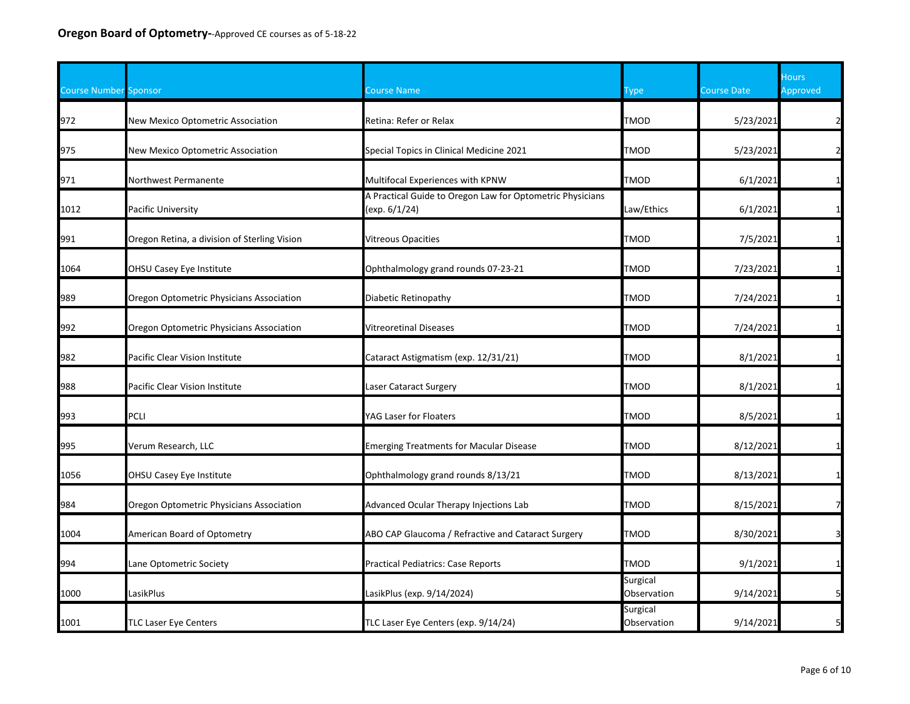**Oregon Board of Optometry-**-Approved CE courses as of 5-18-22

| Course Number | Sponsor | Course Name | Type | Course Date | Hours Approved |
|---|---|---|---|---|---|
| 972 | New Mexico Optometric Association | Retina: Refer or Relax | TMOD | 5/23/2021 | 2 |
| 975 | New Mexico Optometric Association | Special Topics in Clinical Medicine 2021 | TMOD | 5/23/2021 | 2 |
| 971 | Northwest Permanente | Multifocal Experiences with KPNW | TMOD | 6/1/2021 | 1 |
| 1012 | Pacific University | A Practical Guide to Oregon Law for Optometric Physicians (exp. 6/1/24) | Law/Ethics | 6/1/2021 | 1 |
| 991 | Oregon Retina, a division of Sterling Vision | Vitreous Opacities | TMOD | 7/5/2021 | 1 |
| 1064 | OHSU Casey Eye Institute | Ophthalmology grand rounds 07-23-21 | TMOD | 7/23/2021 | 1 |
| 989 | Oregon Optometric Physicians Association | Diabetic Retinopathy | TMOD | 7/24/2021 | 1 |
| 992 | Oregon Optometric Physicians Association | Vitreoretinal Diseases | TMOD | 7/24/2021 | 1 |
| 982 | Pacific Clear Vision Institute | Cataract Astigmatism (exp. 12/31/21) | TMOD | 8/1/2021 | 1 |
| 988 | Pacific Clear Vision Institute | Laser Cataract Surgery | TMOD | 8/1/2021 | 1 |
| 993 | PCLI | YAG Laser for Floaters | TMOD | 8/5/2021 | 1 |
| 995 | Verum Research, LLC | Emerging Treatments for Macular Disease | TMOD | 8/12/2021 | 1 |
| 1056 | OHSU Casey Eye Institute | Ophthalmology grand rounds 8/13/21 | TMOD | 8/13/2021 | 1 |
| 984 | Oregon Optometric Physicians Association | Advanced Ocular Therapy Injections Lab | TMOD | 8/15/2021 | 7 |
| 1004 | American Board of Optometry | ABO CAP Glaucoma / Refractive and Cataract Surgery | TMOD | 8/30/2021 | 3 |
| 994 | Lane Optometric Society | Practical Pediatrics: Case Reports | TMOD | 9/1/2021 | 1 |
| 1000 | LasikPlus | LasikPlus (exp. 9/14/2024) | Surgical Observation | 9/14/2021 | 5 |
| 1001 | TLC Laser Eye Centers | TLC Laser Eye Centers (exp. 9/14/24) | Surgical Observation | 9/14/2021 | 5 |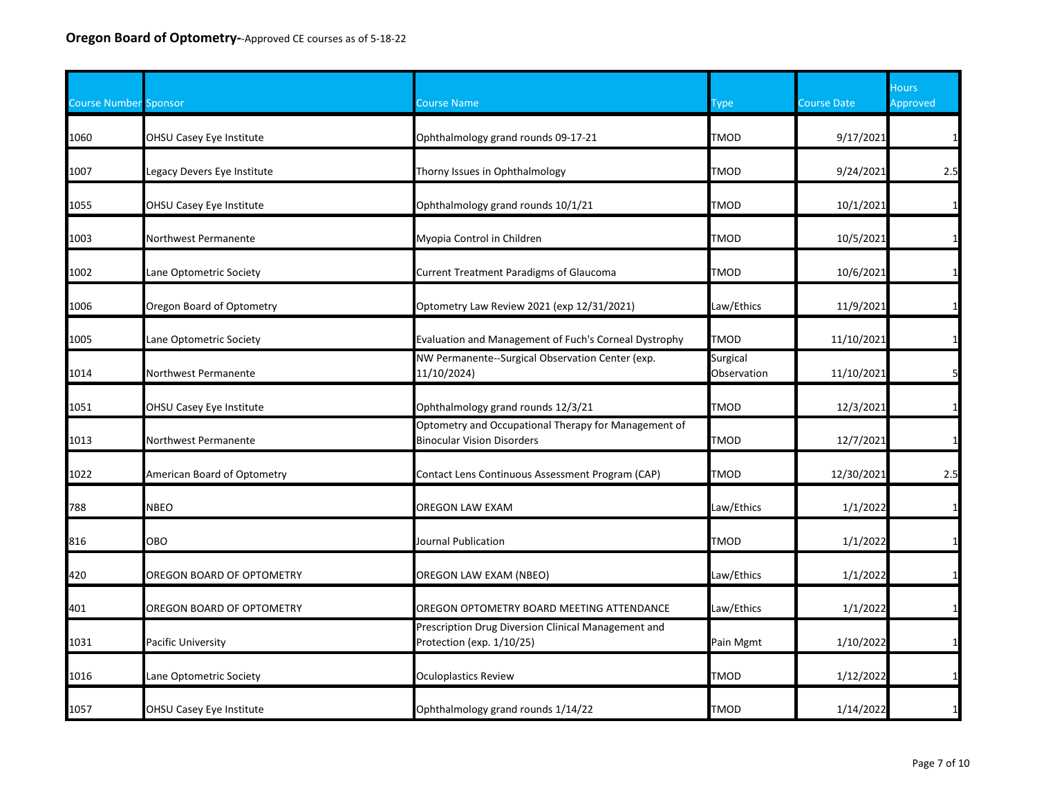**Oregon Board of Optometry-**-Approved CE courses as of 5-18-22

| Course Number | Sponsor | Course Name | Type | Course Date | Hours Approved |
|---|---|---|---|---|---|
| 1060 | OHSU Casey Eye Institute | Ophthalmology grand rounds 09-17-21 | TMOD | 9/17/2021 | 1 |
| 1007 | Legacy Devers Eye Institute | Thorny Issues in Ophthalmology | TMOD | 9/24/2021 | 2.5 |
| 1055 | OHSU Casey Eye Institute | Ophthalmology grand rounds 10/1/21 | TMOD | 10/1/2021 | 1 |
| 1003 | Northwest Permanente | Myopia Control in Children | TMOD | 10/5/2021 | 1 |
| 1002 | Lane Optometric Society | Current Treatment Paradigms of Glaucoma | TMOD | 10/6/2021 | 1 |
| 1006 | Oregon Board of Optometry | Optometry Law Review 2021 (exp 12/31/2021) | Law/Ethics | 11/9/2021 | 1 |
| 1005 | Lane Optometric Society | Evaluation and Management of Fuch's Corneal Dystrophy | TMOD | 11/10/2021 | 1 |
| 1014 | Northwest Permanente | NW Permanente--Surgical Observation Center (exp. 11/10/2024) | Surgical Observation | 11/10/2021 | 5 |
| 1051 | OHSU Casey Eye Institute | Ophthalmology grand rounds 12/3/21 | TMOD | 12/3/2021 | 1 |
| 1013 | Northwest Permanente | Optometry and Occupational Therapy for Management of Binocular Vision Disorders | TMOD | 12/7/2021 | 1 |
| 1022 | American Board of Optometry | Contact Lens Continuous Assessment Program (CAP) | TMOD | 12/30/2021 | 2.5 |
| 788 | NBEO | OREGON LAW EXAM | Law/Ethics | 1/1/2022 | 1 |
| 816 | OBO | Journal Publication | TMOD | 1/1/2022 | 1 |
| 420 | OREGON BOARD OF OPTOMETRY | OREGON LAW EXAM (NBEO) | Law/Ethics | 1/1/2022 | 1 |
| 401 | OREGON BOARD OF OPTOMETRY | OREGON OPTOMETRY BOARD MEETING ATTENDANCE | Law/Ethics | 1/1/2022 | 1 |
| 1031 | Pacific University | Prescription Drug Diversion Clinical Management and Protection (exp. 1/10/25) | Pain Mgmt | 1/10/2022 | 1 |
| 1016 | Lane Optometric Society | Oculoplastics Review | TMOD | 1/12/2022 | 1 |
| 1057 | OHSU Casey Eye Institute | Ophthalmology grand rounds 1/14/22 | TMOD | 1/14/2022 | 1 |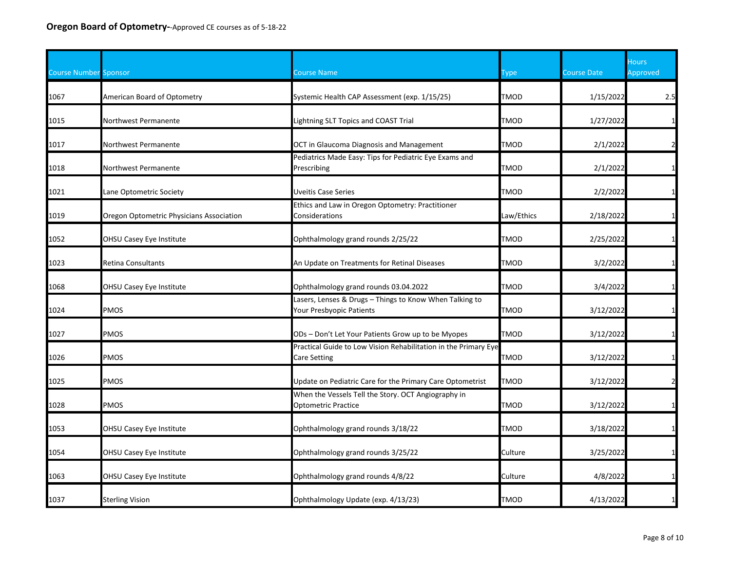**Oregon Board of Optometry-**-Approved CE courses as of 5-18-22

| Course Number | Sponsor | Course Name | Type | Course Date | Hours Approved |
|---|---|---|---|---|---|
| 1067 | American Board of Optometry | Systemic Health CAP Assessment (exp. 1/15/25) | TMOD | 1/15/2022 | 2.5 |
| 1015 | Northwest Permanente | Lightning SLT Topics and COAST Trial | TMOD | 1/27/2022 | 1 |
| 1017 | Northwest Permanente | OCT in Glaucoma Diagnosis and Management | TMOD | 2/1/2022 | 2 |
| 1018 | Northwest Permanente | Pediatrics Made Easy: Tips for Pediatric Eye Exams and Prescribing | TMOD | 2/1/2022 | 1 |
| 1021 | Lane Optometric Society | Uveitis Case Series | TMOD | 2/2/2022 | 1 |
| 1019 | Oregon Optometric Physicians Association | Ethics and Law in Oregon Optometry: Practitioner Considerations | Law/Ethics | 2/18/2022 | 1 |
| 1052 | OHSU Casey Eye Institute | Ophthalmology grand rounds 2/25/22 | TMOD | 2/25/2022 | 1 |
| 1023 | Retina Consultants | An Update on Treatments for Retinal Diseases | TMOD | 3/2/2022 | 1 |
| 1068 | OHSU Casey Eye Institute | Ophthalmology grand rounds 03.04.2022 | TMOD | 3/4/2022 | 1 |
| 1024 | PMOS | Lasers, Lenses & Drugs – Things to Know When Talking to Your Presbyopic Patients | TMOD | 3/12/2022 | 1 |
| 1027 | PMOS | ODs – Don't Let Your Patients Grow up to be Myopes | TMOD | 3/12/2022 | 1 |
| 1026 | PMOS | Practical Guide to Low Vision Rehabilitation in the Primary Eye Care Setting | TMOD | 3/12/2022 | 1 |
| 1025 | PMOS | Update on Pediatric Care for the Primary Care Optometrist | TMOD | 3/12/2022 | 2 |
| 1028 | PMOS | When the Vessels Tell the Story. OCT Angiography in Optometric Practice | TMOD | 3/12/2022 | 1 |
| 1053 | OHSU Casey Eye Institute | Ophthalmology grand rounds 3/18/22 | TMOD | 3/18/2022 | 1 |
| 1054 | OHSU Casey Eye Institute | Ophthalmology grand rounds 3/25/22 | Culture | 3/25/2022 | 1 |
| 1063 | OHSU Casey Eye Institute | Ophthalmology grand rounds 4/8/22 | Culture | 4/8/2022 | 1 |
| 1037 | Sterling Vision | Ophthalmology Update (exp. 4/13/23) | TMOD | 4/13/2022 | 1 |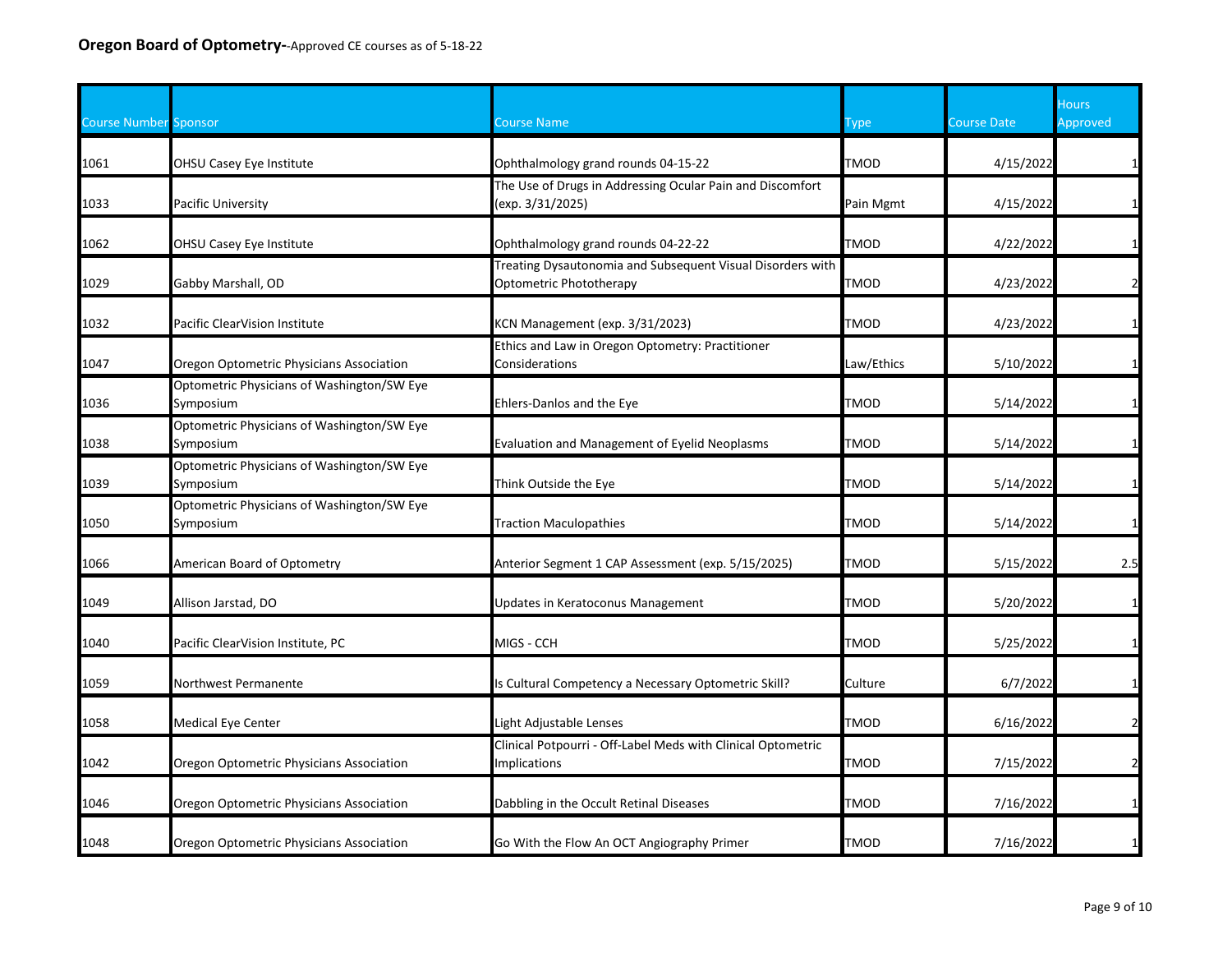**Oregon Board of Optometry-**-Approved CE courses as of 5-18-22

| Course Number | Sponsor | Course Name | Type | Course Date | Hours Approved |
|---|---|---|---|---|---|
| 1061 | OHSU Casey Eye Institute | Ophthalmology grand rounds 04-15-22 | TMOD | 4/15/2022 | 1 |
| 1033 | Pacific University | The Use of Drugs in Addressing Ocular Pain and Discomfort (exp. 3/31/2025) | Pain Mgmt | 4/15/2022 | 1 |
| 1062 | OHSU Casey Eye Institute | Ophthalmology grand rounds 04-22-22 | TMOD | 4/22/2022 | 1 |
| 1029 | Gabby Marshall, OD | Treating Dysautonomia and Subsequent Visual Disorders with Optometric Phototherapy | TMOD | 4/23/2022 | 2 |
| 1032 | Pacific ClearVision Institute | KCN Management (exp. 3/31/2023) | TMOD | 4/23/2022 | 1 |
| 1047 | Oregon Optometric Physicians Association | Ethics and Law in Oregon Optometry: Practitioner Considerations | Law/Ethics | 5/10/2022 | 1 |
| 1036 | Optometric Physicians of Washington/SW Eye Symposium | Ehlers-Danlos and the Eye | TMOD | 5/14/2022 | 1 |
| 1038 | Optometric Physicians of Washington/SW Eye Symposium | Evaluation and Management of Eyelid Neoplasms | TMOD | 5/14/2022 | 1 |
| 1039 | Optometric Physicians of Washington/SW Eye Symposium | Think Outside the Eye | TMOD | 5/14/2022 | 1 |
| 1050 | Optometric Physicians of Washington/SW Eye Symposium | Traction Maculopathies | TMOD | 5/14/2022 | 1 |
| 1066 | American Board of Optometry | Anterior Segment 1 CAP Assessment (exp. 5/15/2025) | TMOD | 5/15/2022 | 2.5 |
| 1049 | Allison Jarstad, DO | Updates in Keratoconus Management | TMOD | 5/20/2022 | 1 |
| 1040 | Pacific ClearVision Institute, PC | MIGS - CCH | TMOD | 5/25/2022 | 1 |
| 1059 | Northwest Permanente | Is Cultural Competency a Necessary Optometric Skill? | Culture | 6/7/2022 | 1 |
| 1058 | Medical Eye Center | Light Adjustable Lenses | TMOD | 6/16/2022 | 2 |
| 1042 | Oregon Optometric Physicians Association | Clinical Potpourri - Off-Label Meds with Clinical Optometric Implications | TMOD | 7/15/2022 | 2 |
| 1046 | Oregon Optometric Physicians Association | Dabbling in the Occult Retinal Diseases | TMOD | 7/16/2022 | 1 |
| 1048 | Oregon Optometric Physicians Association | Go With the Flow An OCT Angiography Primer | TMOD | 7/16/2022 | 1 |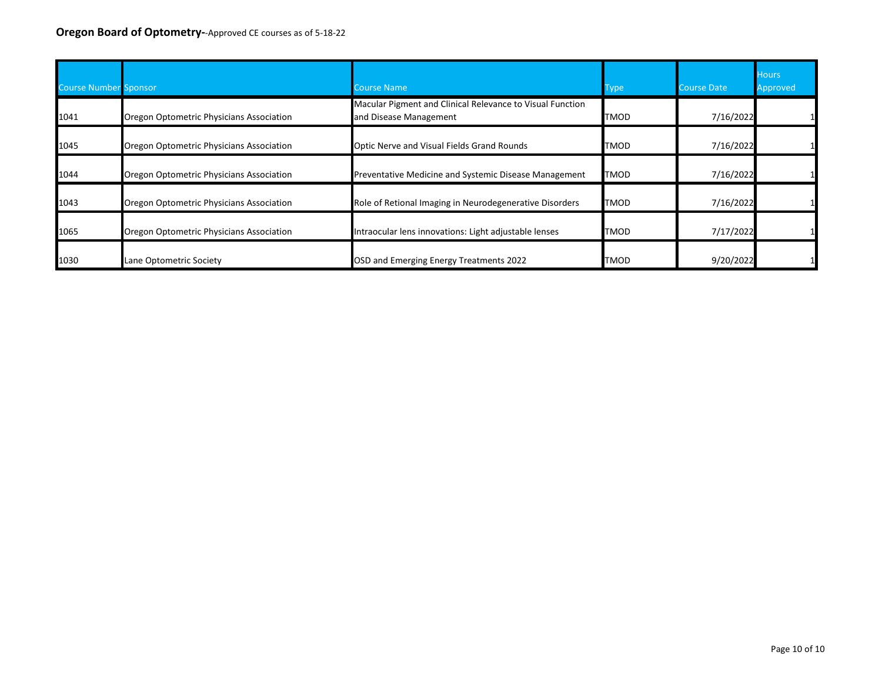**Oregon Board of Optometry-**-Approved CE courses as of 5-18-22

| Course Number | Sponsor | Course Name | Type | Course Date | Hours Approved |
|---|---|---|---|---|---|
| 1041 | Oregon Optometric Physicians Association | Macular Pigment and Clinical Relevance to Visual Function and Disease Management | TMOD | 7/16/2022 | 1 |
| 1045 | Oregon Optometric Physicians Association | Optic Nerve and Visual Fields Grand Rounds | TMOD | 7/16/2022 | 1 |
| 1044 | Oregon Optometric Physicians Association | Preventative Medicine and Systemic Disease Management | TMOD | 7/16/2022 | 1 |
| 1043 | Oregon Optometric Physicians Association | Role of Retional Imaging in Neurodegenerative Disorders | TMOD | 7/16/2022 | 1 |
| 1065 | Oregon Optometric Physicians Association | Intraocular lens innovations: Light adjustable lenses | TMOD | 7/17/2022 | 1 |
| 1030 | Lane Optometric Society | OSD and Emerging Energy Treatments 2022 | TMOD | 9/20/2022 | 1 |